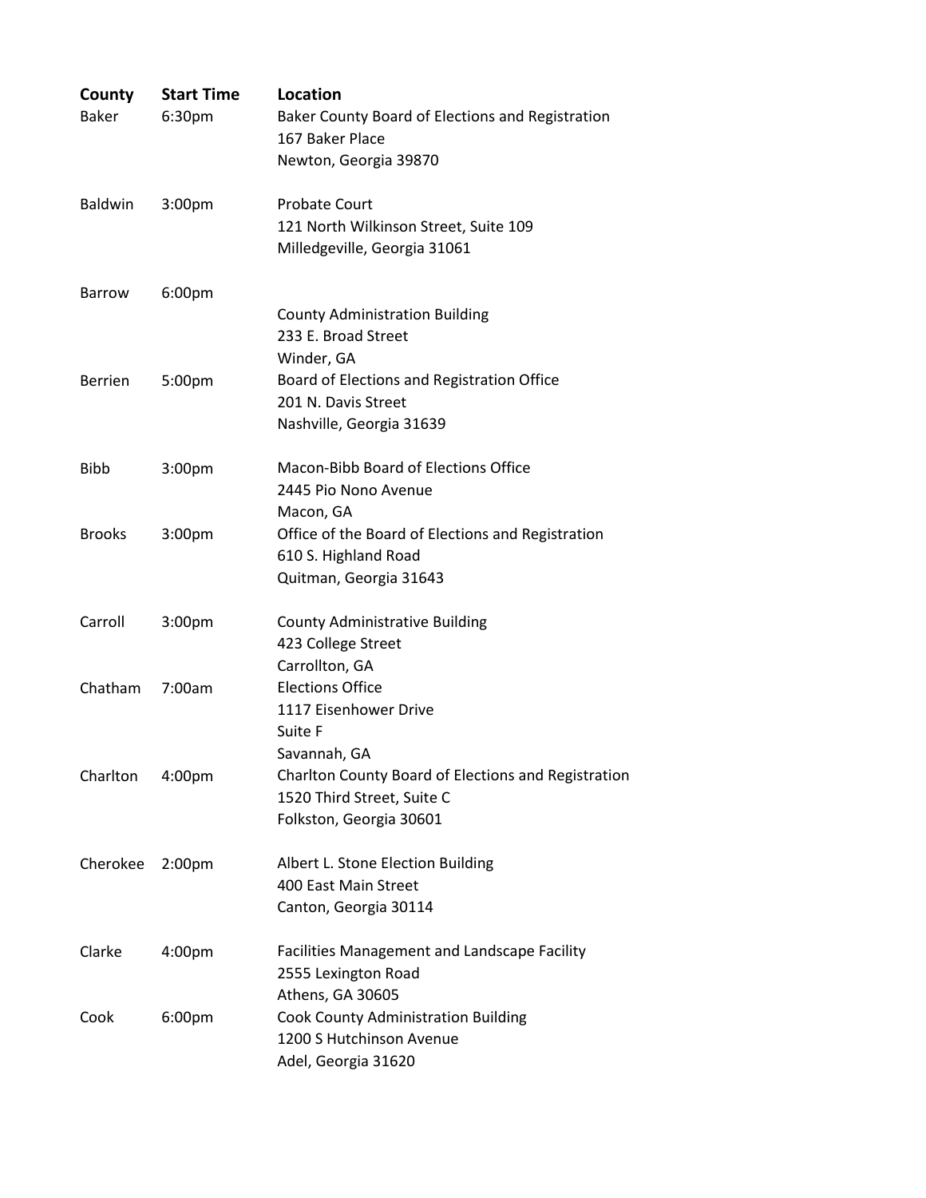| County | Start Time | Location |
| --- | --- | --- |
| Baker | 6:30pm | Baker County Board of Elections and Registration<br>167 Baker Place<br>Newton, Georgia 39870 |
| Baldwin | 3:00pm | Probate Court<br>121 North Wilkinson Street, Suite 109<br>Milledgeville, Georgia 31061 |
| Barrow | 6:00pm | County Administration Building<br>233 E. Broad Street<br>Winder, GA |
| Berrien | 5:00pm | Board of Elections and Registration Office<br>201 N. Davis Street<br>Nashville, Georgia 31639 |
| Bibb | 3:00pm | Macon-Bibb Board of Elections Office<br>2445 Pio Nono Avenue<br>Macon, GA |
| Brooks | 3:00pm | Office of the Board of Elections and Registration<br>610 S. Highland Road<br>Quitman, Georgia 31643 |
| Carroll | 3:00pm | County Administrative Building<br>423 College Street<br>Carrollton, GA |
| Chatham | 7:00am | Elections Office<br>1117 Eisenhower Drive<br>Suite F<br>Savannah, GA |
| Charlton | 4:00pm | Charlton County Board of Elections and Registration<br>1520 Third Street, Suite C<br>Folkston, Georgia 30601 |
| Cherokee | 2:00pm | Albert L. Stone Election Building<br>400 East Main Street<br>Canton, Georgia 30114 |
| Clarke | 4:00pm | Facilities Management and Landscape Facility<br>2555 Lexington Road<br>Athens, GA 30605 |
| Cook | 6:00pm | Cook County Administration Building<br>1200 S Hutchinson Avenue<br>Adel, Georgia 31620 |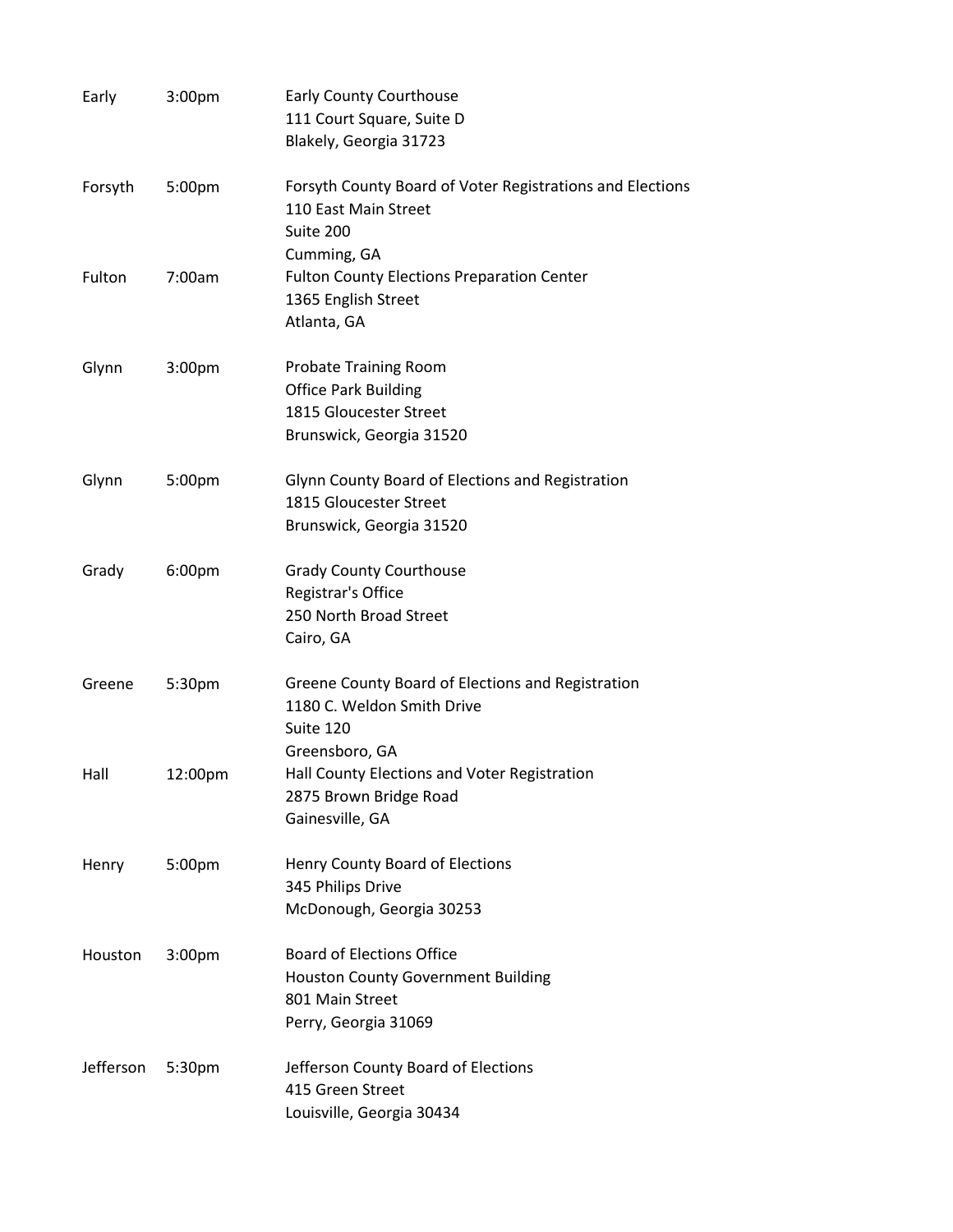| | | |
|---|---|---|
| Early | 3:00pm | Early County Courthouse<br>111 Court Square, Suite D<br>Blakely, Georgia 31723 |
| Forsyth | 5:00pm | Forsyth County Board of Voter Registrations and Elections<br>110 East Main Street<br>Suite 200<br>Cumming, GA |
| Fulton | 7:00am | Fulton County Elections Preparation Center<br>1365 English Street<br>Atlanta, GA |
| Glynn | 3:00pm | Probate Training Room<br>Office Park Building<br>1815 Gloucester Street<br>Brunswick, Georgia 31520 |
| Glynn | 5:00pm | Glynn County Board of Elections and Registration<br>1815 Gloucester Street<br>Brunswick, Georgia 31520 |
| Grady | 6:00pm | Grady County Courthouse<br>Registrar's Office<br>250 North Broad Street<br>Cairo, GA |
| Greene | 5:30pm | Greene County Board of Elections and Registration<br>1180 C. Weldon Smith Drive<br>Suite 120<br>Greensboro, GA |
| Hall | 12:00pm | Hall County Elections and Voter Registration<br>2875 Brown Bridge Road<br>Gainesville, GA |
| Henry | 5:00pm | Henry County Board of Elections<br>345 Philips Drive<br>McDonough, Georgia 30253 |
| Houston | 3:00pm | Board of Elections Office<br>Houston County Government Building<br>801 Main Street<br>Perry, Georgia 31069 |
| Jefferson | 5:30pm | Jefferson County Board of Elections<br>415 Green Street<br>Louisville, Georgia 30434 |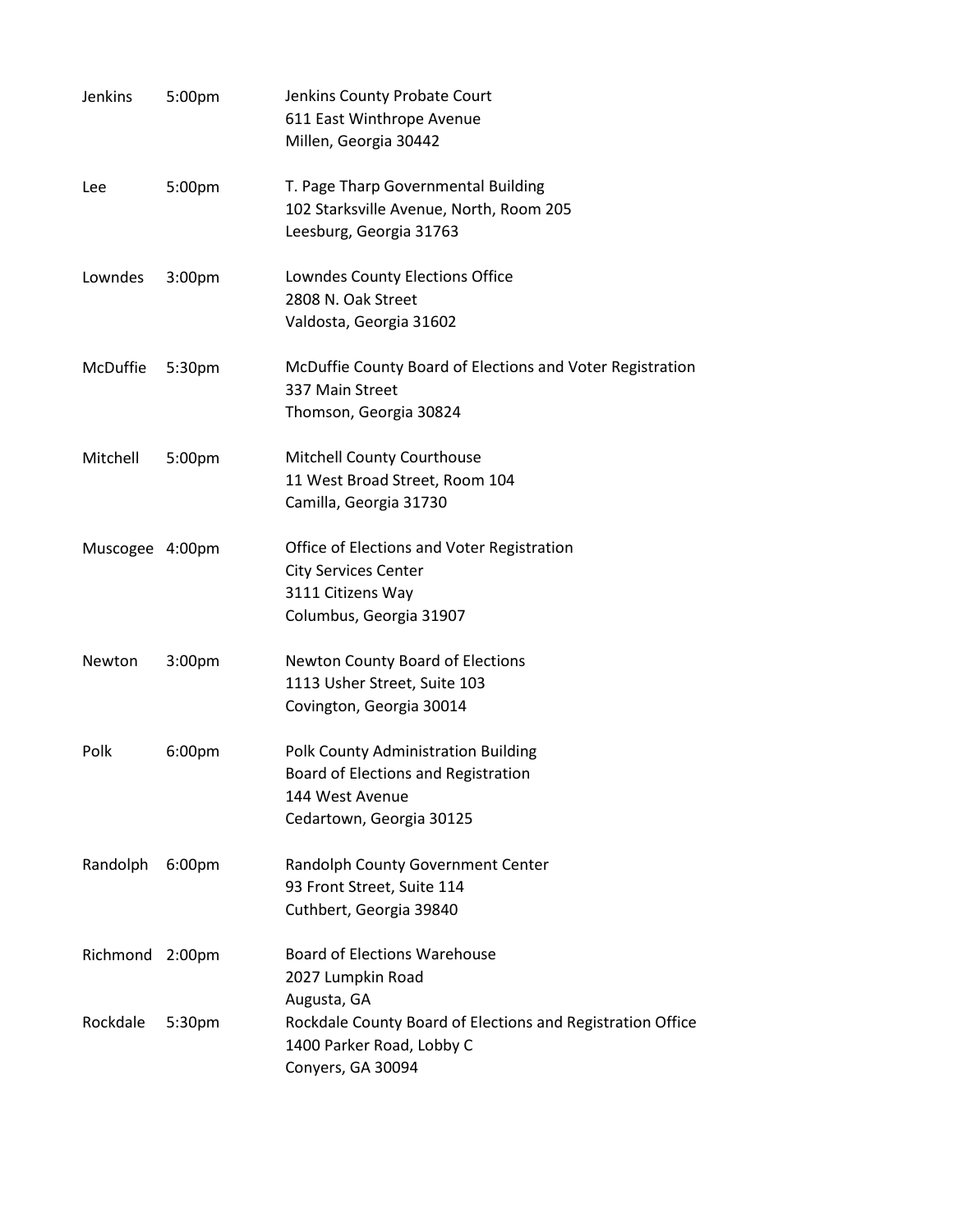| | | |
|---|---|---|
| Jenkins | 5:00pm | Jenkins County Probate Court<br>611 East Winthrope Avenue<br>Millen, Georgia 30442 |
| Lee | 5:00pm | T. Page Tharp Governmental Building<br>102 Starksville Avenue, North, Room 205<br>Leesburg, Georgia 31763 |
| Lowndes | 3:00pm | Lowndes County Elections Office<br>2808 N. Oak Street<br>Valdosta, Georgia 31602 |
| McDuffie | 5:30pm | McDuffie County Board of Elections and Voter Registration<br>337 Main Street<br>Thomson, Georgia 30824 |
| Mitchell | 5:00pm | Mitchell County Courthouse<br>11 West Broad Street, Room 104<br>Camilla, Georgia 31730 |
| Muscogee | 4:00pm | Office of Elections and Voter Registration<br>City Services Center<br>3111 Citizens Way<br>Columbus, Georgia 31907 |
| Newton | 3:00pm | Newton County Board of Elections<br>1113 Usher Street, Suite 103<br>Covington, Georgia 30014 |
| Polk | 6:00pm | Polk County Administration Building<br>Board of Elections and Registration<br>144 West Avenue<br>Cedartown, Georgia 30125 |
| Randolph | 6:00pm | Randolph County Government Center<br>93 Front Street, Suite 114<br>Cuthbert, Georgia 39840 |
| Richmond | 2:00pm | Board of Elections Warehouse<br>2027 Lumpkin Road<br>Augusta, GA |
| Rockdale | 5:30pm | Rockdale County Board of Elections and Registration Office<br>1400 Parker Road, Lobby C<br>Conyers, GA 30094 |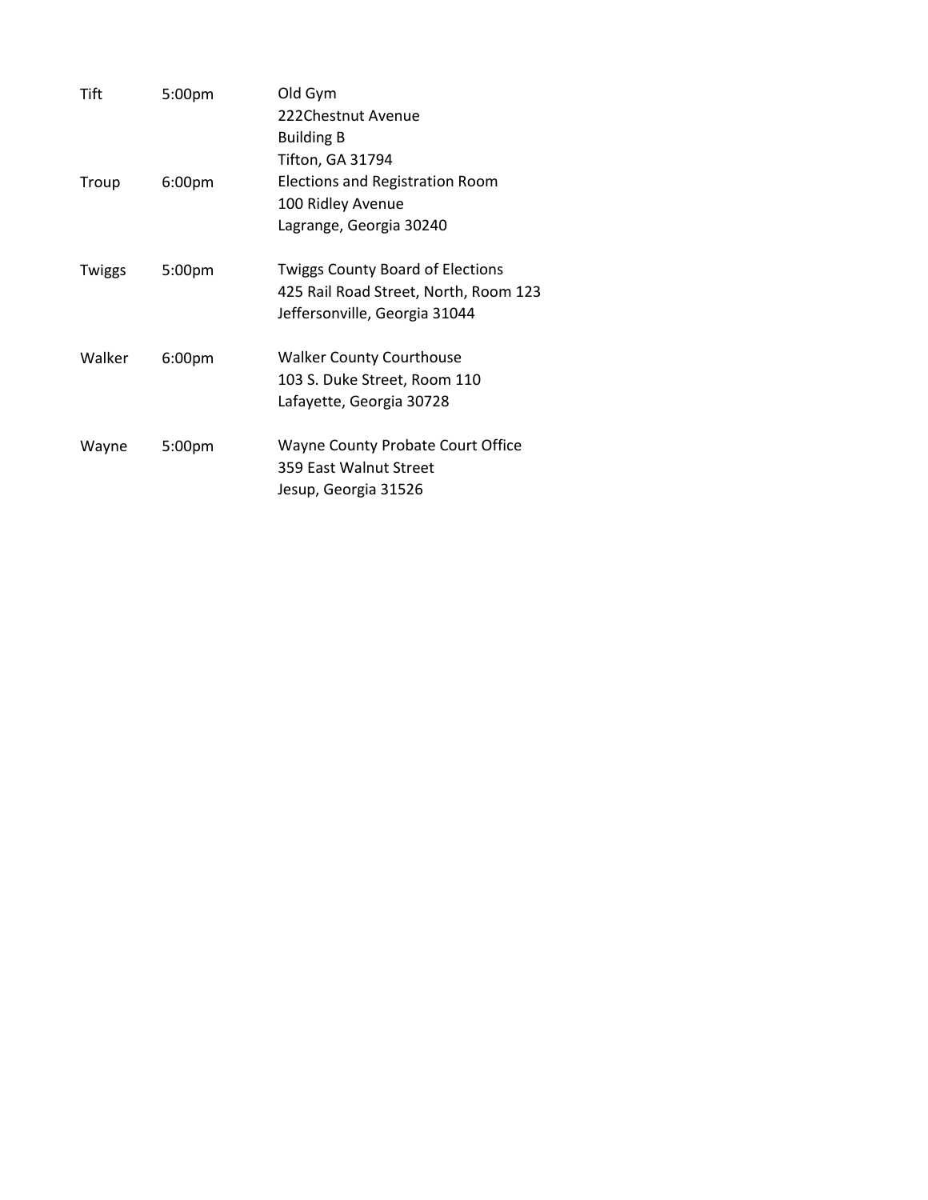| | | |
|---|---|---|
| Tift | 5:00pm | Old Gym<br>222Chestnut Avenue<br>Building B<br>Tifton, GA 31794 |
| Troup | 6:00pm | Elections and Registration Room<br>100 Ridley Avenue<br>Lagrange, Georgia 30240 |
| Twiggs | 5:00pm | Twiggs County Board of Elections<br>425 Rail Road Street, North, Room 123<br>Jeffersonville, Georgia 31044 |
| Walker | 6:00pm | Walker County Courthouse<br>103 S. Duke Street, Room 110<br>Lafayette, Georgia 30728 |
| Wayne | 5:00pm | Wayne County Probate Court Office<br>359 East Walnut Street<br>Jesup, Georgia 31526 |